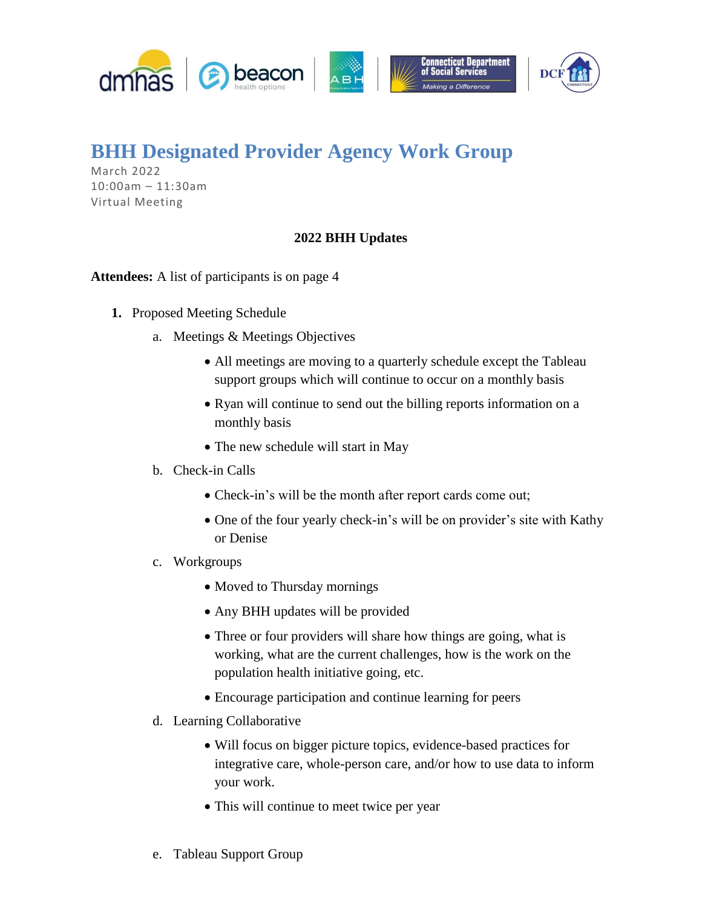# BHH Designated Provider Agency Work Group

March 2022
10:00am – 11:30am
Virtual Meeting

**2022 BHH Updates**

**Attendees:** A list of participants is on page 4

1. Proposed Meeting Schedule
   a. Meetings & Meetings Objectives
      - All meetings are moving to a quarterly schedule except the Tableau support groups which will continue to occur on a monthly basis
      - Ryan will continue to send out the billing reports information on a monthly basis
      - The new schedule will start in May

   b. Check-in Calls
      - Check-in's will be the month after report cards come out;
      - One of the four yearly check-in's will be on provider's site with Kathy or Denise

   c. Workgroups
      - Moved to Thursday mornings
      - Any BHH updates will be provided
      - Three or four providers will share how things are going, what is working, what are the current challenges, how is the work on the population health initiative going, etc.
      - Encourage participation and continue learning for peers

   d. Learning Collaborative
      - Will focus on bigger picture topics, evidence-based practices for integrative care, whole-person care, and/or how to use data to inform your work.
      - This will continue to meet twice per year

   e. Tableau Support Group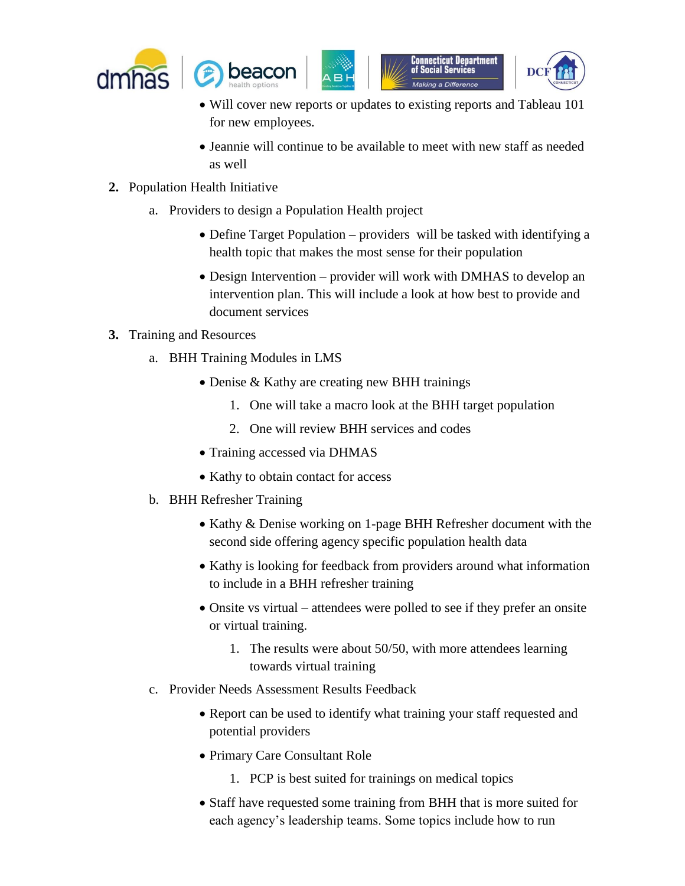- Will cover new reports or updates to existing reports and Tableau 101 for new employees.
- Jeannie will continue to be available to meet with new staff as needed as well

2. Population Health Initiative
   a. Providers to design a Population Health project
      - Define Target Population – providers will be tasked with identifying a health topic that makes the most sense for their population
      - Design Intervention – provider will work with DMHAS to develop an intervention plan. This will include a look at how best to provide and document services
3. Training and Resources
   a. BHH Training Modules in LMS
      - Denise & Kathy are creating new BHH trainings
        1. One will take a macro look at the BHH target population
        2. One will review BHH services and codes
      - Training accessed via DHMAS
      - Kathy to obtain contact for access

   b. BHH Refresher Training
      - Kathy & Denise working on 1-page BHH Refresher document with the second side offering agency specific population health data
      - Kathy is looking for feedback from providers around what information to include in a BHH refresher training
      - Onsite vs virtual – attendees were polled to see if they prefer an onsite or virtual training.
        1. The results were about 50/50, with more attendees learning towards virtual training

   c. Provider Needs Assessment Results Feedback
      - Report can be used to identify what training your staff requested and potential providers
      - Primary Care Consultant Role
        1. PCP is best suited for trainings on medical topics
      - Staff have requested some training from BHH that is more suited for each agency's leadership teams. Some topics include how to run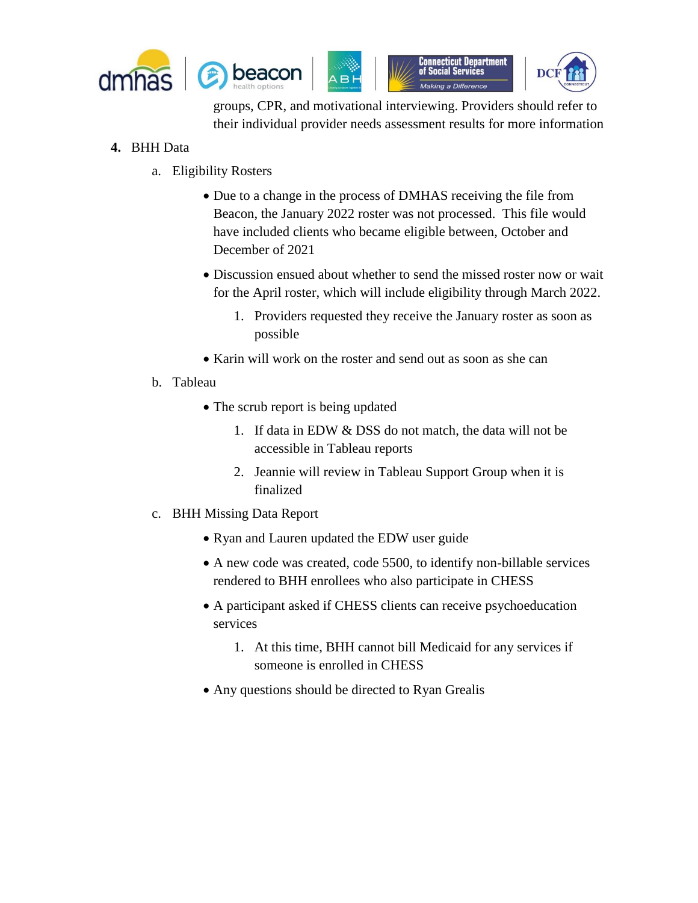groups, CPR, and motivational interviewing. Providers should refer to their individual provider needs assessment results for more information

**4.** BHH Data

a. Eligibility Rosters

- Due to a change in the process of DMHAS receiving the file from Beacon, the January 2022 roster was not processed. This file would have included clients who became eligible between, October and December of 2021
- Discussion ensued about whether to send the missed roster now or wait for the April roster, which will include eligibility through March 2022.
    1. Providers requested they receive the January roster as soon as possible
- Karin will work on the roster and send out as soon as she can

b. Tableau

- The scrub report is being updated
    1. If data in EDW & DSS do not match, the data will not be accessible in Tableau reports
    2. Jeannie will review in Tableau Support Group when it is finalized

c. BHH Missing Data Report

- Ryan and Lauren updated the EDW user guide
- A new code was created, code 5500, to identify non-billable services rendered to BHH enrollees who also participate in CHESS
- A participant asked if CHESS clients can receive psychoeducation services
    1. At this time, BHH cannot bill Medicaid for any services if someone is enrolled in CHESS
- Any questions should be directed to Ryan Grealis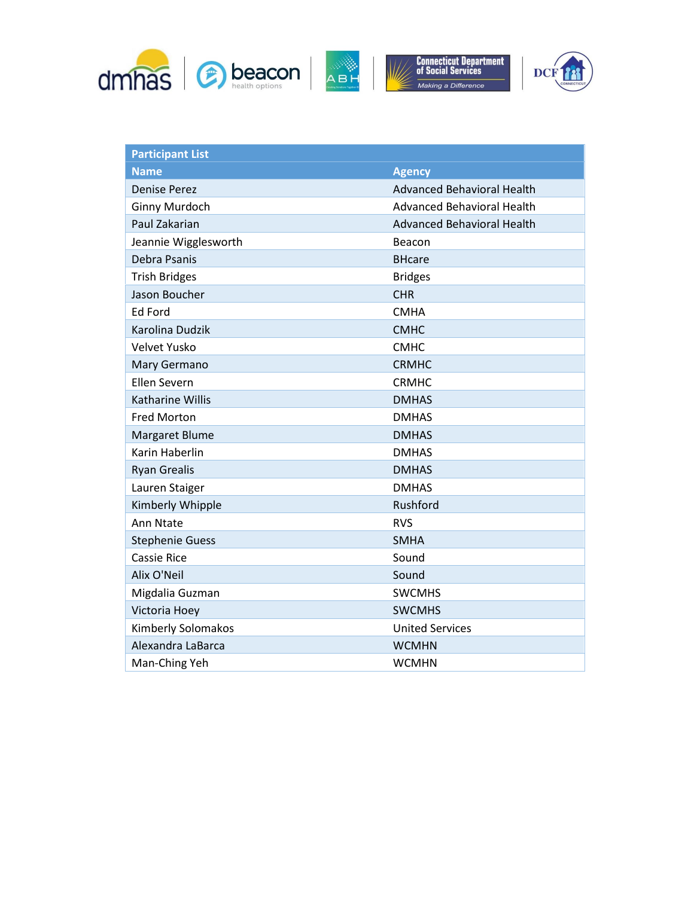| Participant List | |
|---|---|
| **Name** | **Agency** |
| Denise Perez | Advanced Behavioral Health |
| Ginny Murdoch | Advanced Behavioral Health |
| Paul Zakarian | Advanced Behavioral Health |
| Jeannie Wigglesworth | Beacon |
| Debra Psanis | BHcare |
| Trish Bridges | Bridges |
| Jason Boucher | CHR |
| Ed Ford | CMHA |
| Karolina Dudzik | CMHC |
| Velvet Yusko | CMHC |
| Mary Germano | CRMHC |
| Ellen Severn | CRMHC |
| Katharine Willis | DMHAS |
| Fred Morton | DMHAS |
| Margaret Blume | DMHAS |
| Karin Haberlin | DMHAS |
| Ryan Grealis | DMHAS |
| Lauren Staiger | DMHAS |
| Kimberly Whipple | Rushford |
| Ann Ntate | RVS |
| Stephenie Guess | SMHA |
| Cassie Rice | Sound |
| Alix O'Neil | Sound |
| Migdalia Guzman | SWCMHS |
| Victoria Hoey | SWCMHS |
| Kimberly Solomakos | United Services |
| Alexandra LaBarca | WCMHN |
| Man-Ching Yeh | WCMHN |